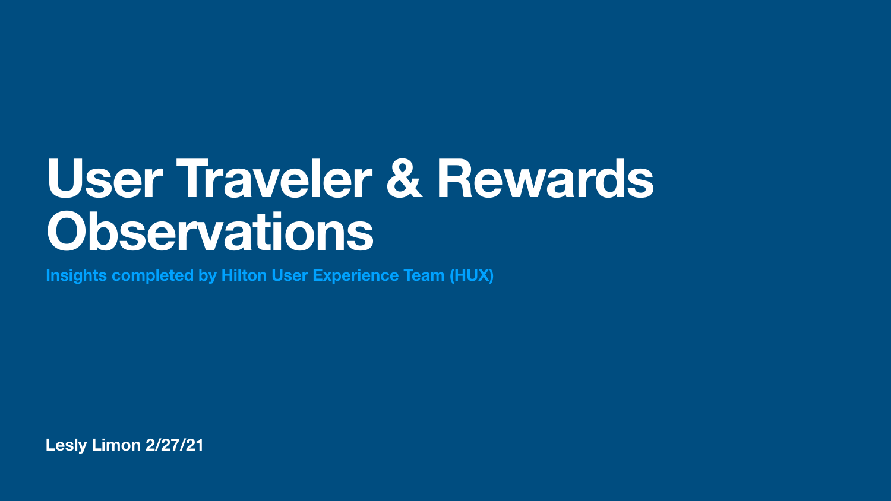# User Traveler & Rewards Observations

**Insights completed by Hilton User Experience Team (HUX)**

**Lesly Limon 2/27/21**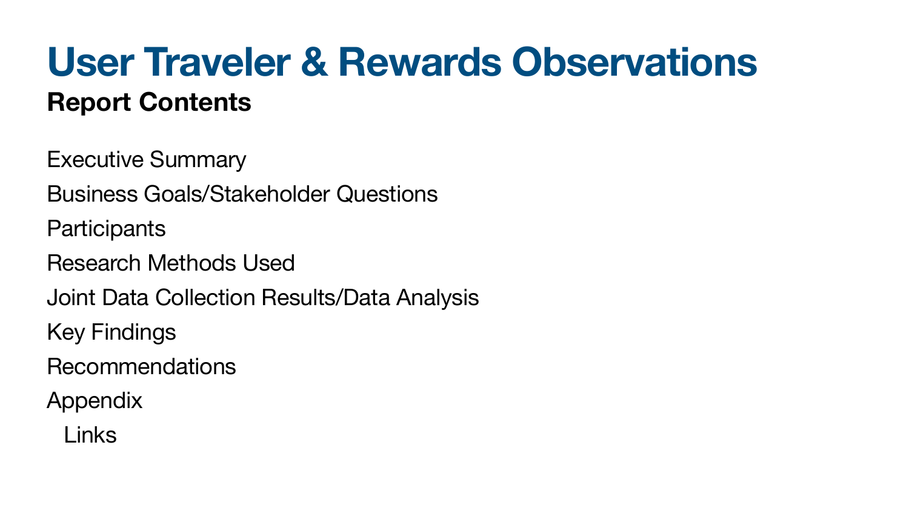# User Traveler & Rewards Observations

## Report Contents

- Executive Summary
- Business Goals/Stakeholder Questions
- Participants
- Research Methods Used
- Joint Data Collection Results/Data Analysis
- Key Findings
- Recommendations
- Appendix
  - Links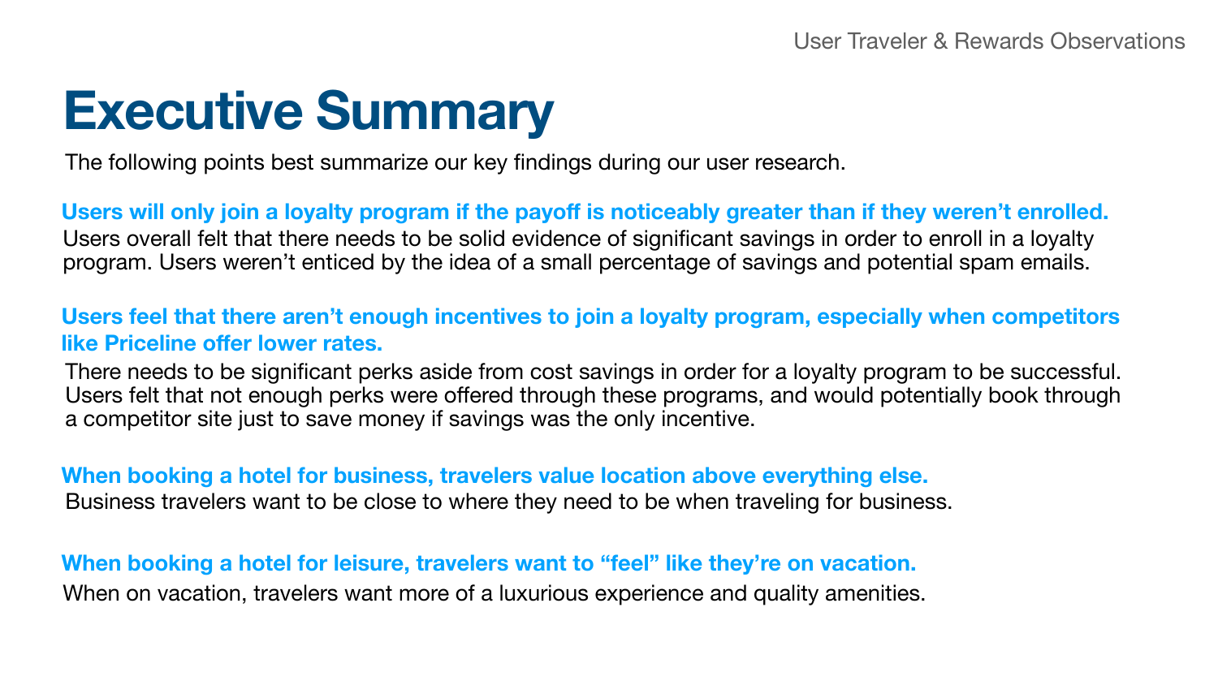# Executive Summary

The following points best summarize our key findings during our user research.

**Users will only join a loyalty program if the payoff is noticeably greater than if they weren't enrolled.**

Users overall felt that there needs to be solid evidence of significant savings in order to enroll in a loyalty program. Users weren't enticed by the idea of a small percentage of savings and potential spam emails.

**Users feel that there aren't enough incentives to join a loyalty program, especially when competitors like Priceline offer lower rates.**

There needs to be significant perks aside from cost savings in order for a loyalty program to be successful. Users felt that not enough perks were offered through these programs, and would potentially book through a competitor site just to save money if savings was the only incentive.

**When booking a hotel for business, travelers value location above everything else.**

Business travelers want to be close to where they need to be when traveling for business.

**When booking a hotel for leisure, travelers want to "feel" like they're on vacation.**

When on vacation, travelers want more of a luxurious experience and quality amenities.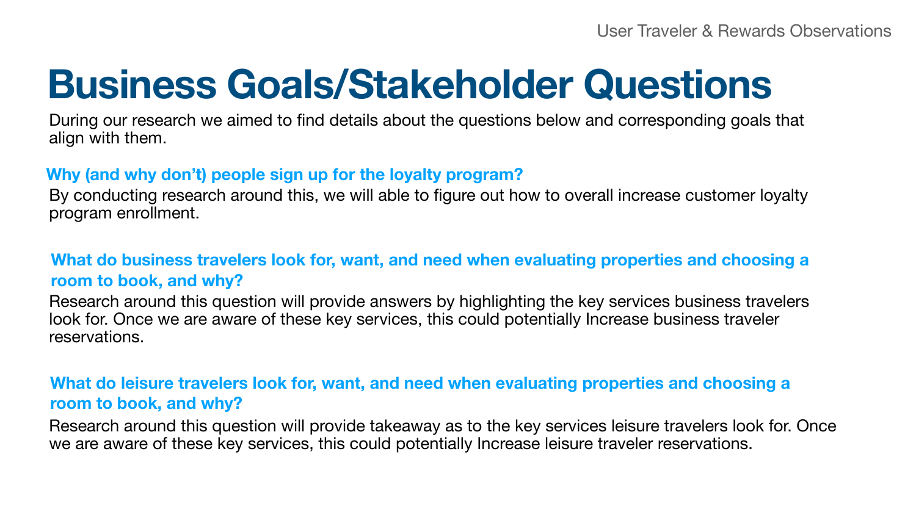# Business Goals/Stakeholder Questions

During our research we aimed to find details about the questions below and corresponding goals that align with them.

### Why (and why don't) people sign up for the loyalty program?

By conducting research around this, we will able to figure out how to overall increase customer loyalty program enrollment.

### What do business travelers look for, want, and need when evaluating properties and choosing a room to book, and why?

Research around this question will provide answers by highlighting the key services business travelers look for. Once we are aware of these key services, this could potentially Increase business traveler reservations.

### What do leisure travelers look for, want, and need when evaluating properties and choosing a room to book, and why?

Research around this question will provide takeaway as to the key services leisure travelers look for. Once we are aware of these key services, this could potentially Increase leisure traveler reservations.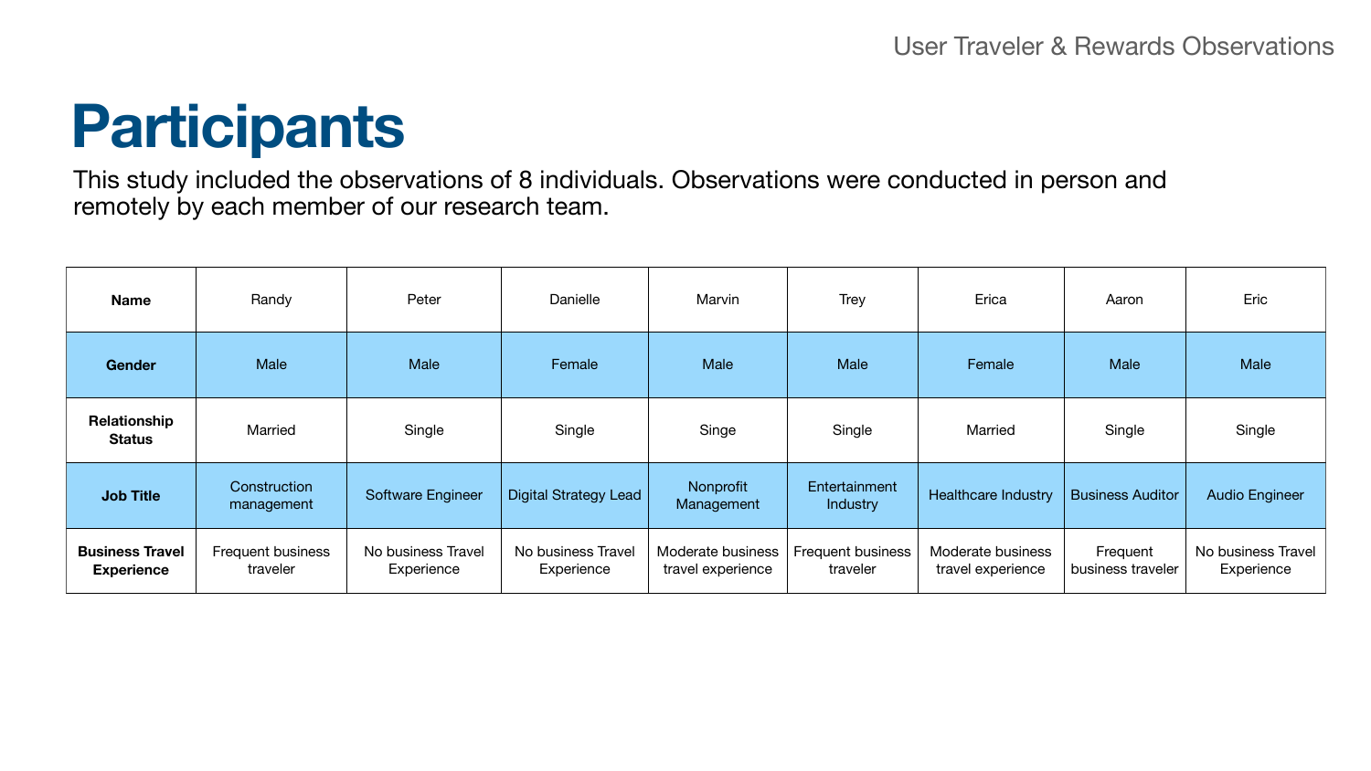# Participants

This study included the observations of 8 individuals. Observations were conducted in person and remotely by each member of our research team.

| **Name** | Randy | Peter | Danielle | Marvin | Trey | Erica | Aaron | Eric |
|---|---|---|---|---|---|---|---|---|
| **Gender** | Male | Male | Female | Male | Male | Female | Male | Male |
| **Relationship Status** | Married | Single | Single | Singe | Single | Married | Single | Single |
| **Job Title** | Construction management | Software Engineer | Digital Strategy Lead | Nonprofit Management | Entertainment Industry | Healthcare Industry | Business Auditor | Audio Engineer |
| **Business Travel Experience** | Frequent business traveler | No business Travel Experience | No business Travel Experience | Moderate business travel experience | Frequent business traveler | Moderate business travel experience | Frequent business traveler | No business Travel Experience |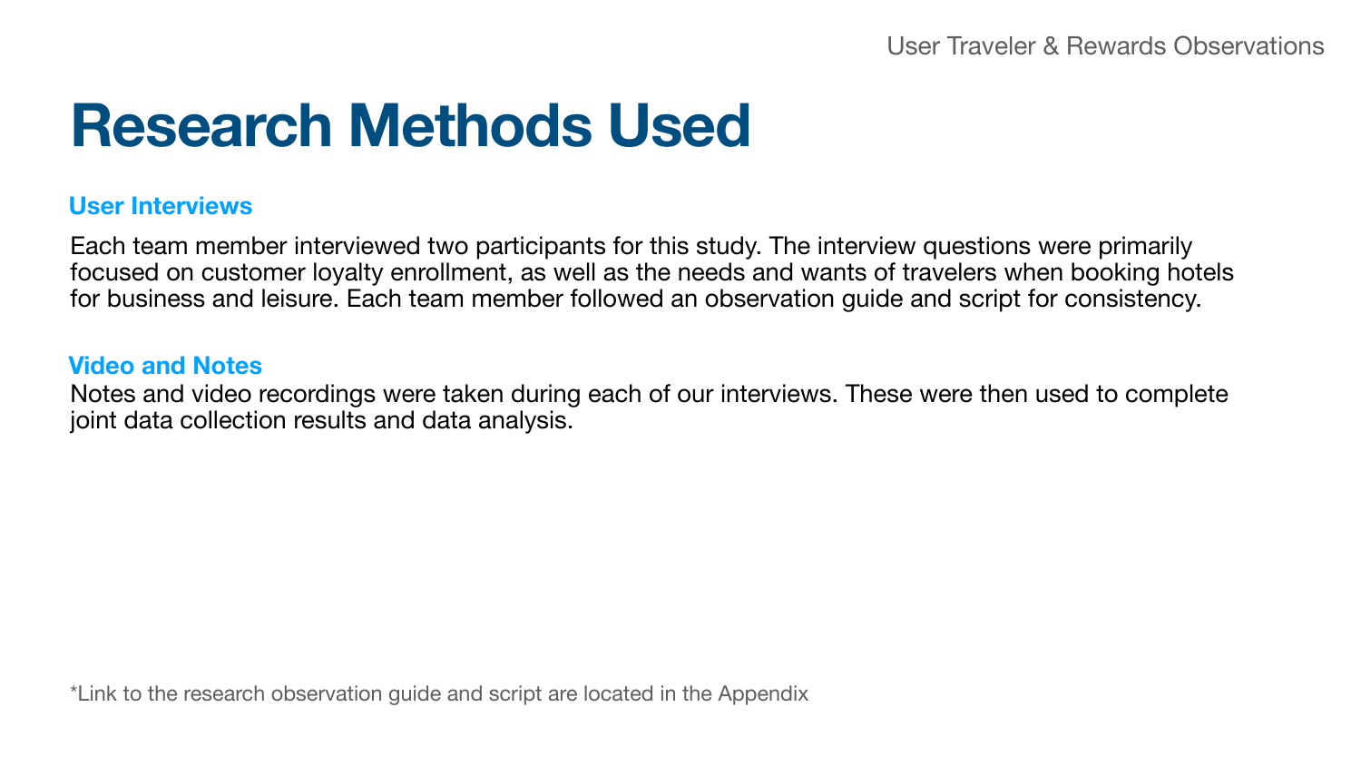# Research Methods Used

## User Interviews

Each team member interviewed two participants for this study. The interview questions were primarily focused on customer loyalty enrollment, as well as the needs and wants of travelers when booking hotels for business and leisure. Each team member followed an observation guide and script for consistency.

## Video and Notes

Notes and video recordings were taken during each of our interviews. These were then used to complete joint data collection results and data analysis.

*Link to the research observation guide and script are located in the Appendix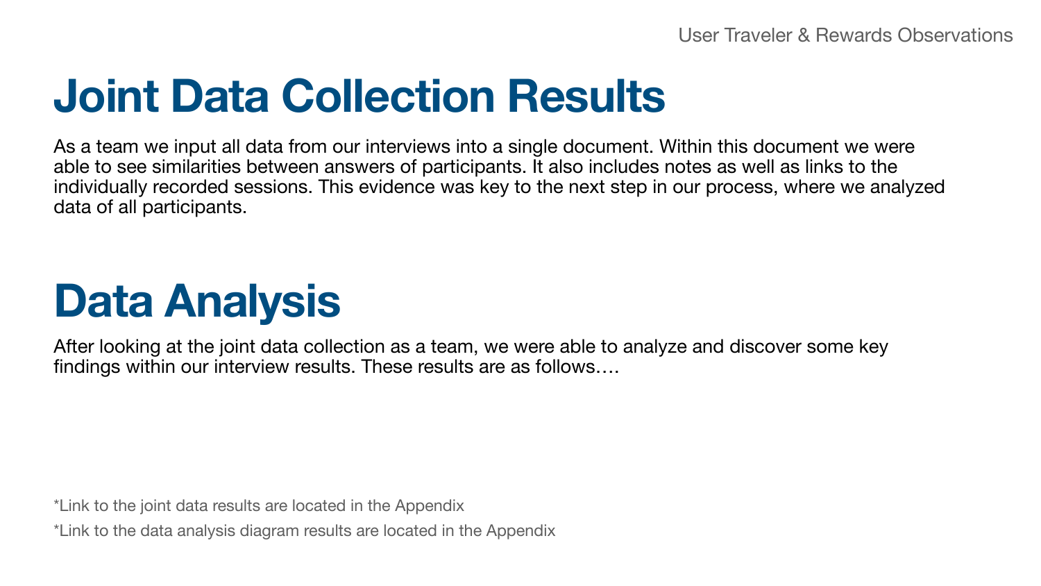# Joint Data Collection Results

As a team we input all data from our interviews into a single document. Within this document we were able to see similarities between answers of participants. It also includes notes as well as links to the individually recorded sessions. This evidence was key to the next step in our process, where we analyzed data of all participants.

# Data Analysis

After looking at the joint data collection as a team, we were able to analyze and discover some key findings within our interview results. These results are as follows….

*Link to the joint data results are located in the Appendix

*Link to the data analysis diagram results are located in the Appendix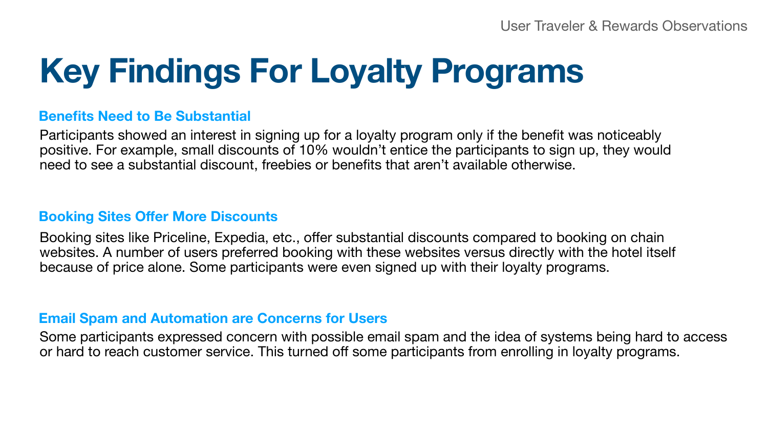# Key Findings For Loyalty Programs

### Benefits Need to Be Substantial

Participants showed an interest in signing up for a loyalty program only if the benefit was noticeably positive. For example, small discounts of 10% wouldn't entice the participants to sign up, they would need to see a substantial discount, freebies or benefits that aren't available otherwise.

### Booking Sites Offer More Discounts

Booking sites like Priceline, Expedia, etc., offer substantial discounts compared to booking on chain websites. A number of users preferred booking with these websites versus directly with the hotel itself because of price alone. Some participants were even signed up with their loyalty programs.

### Email Spam and Automation are Concerns for Users

Some participants expressed concern with possible email spam and the idea of systems being hard to access or hard to reach customer service. This turned off some participants from enrolling in loyalty programs.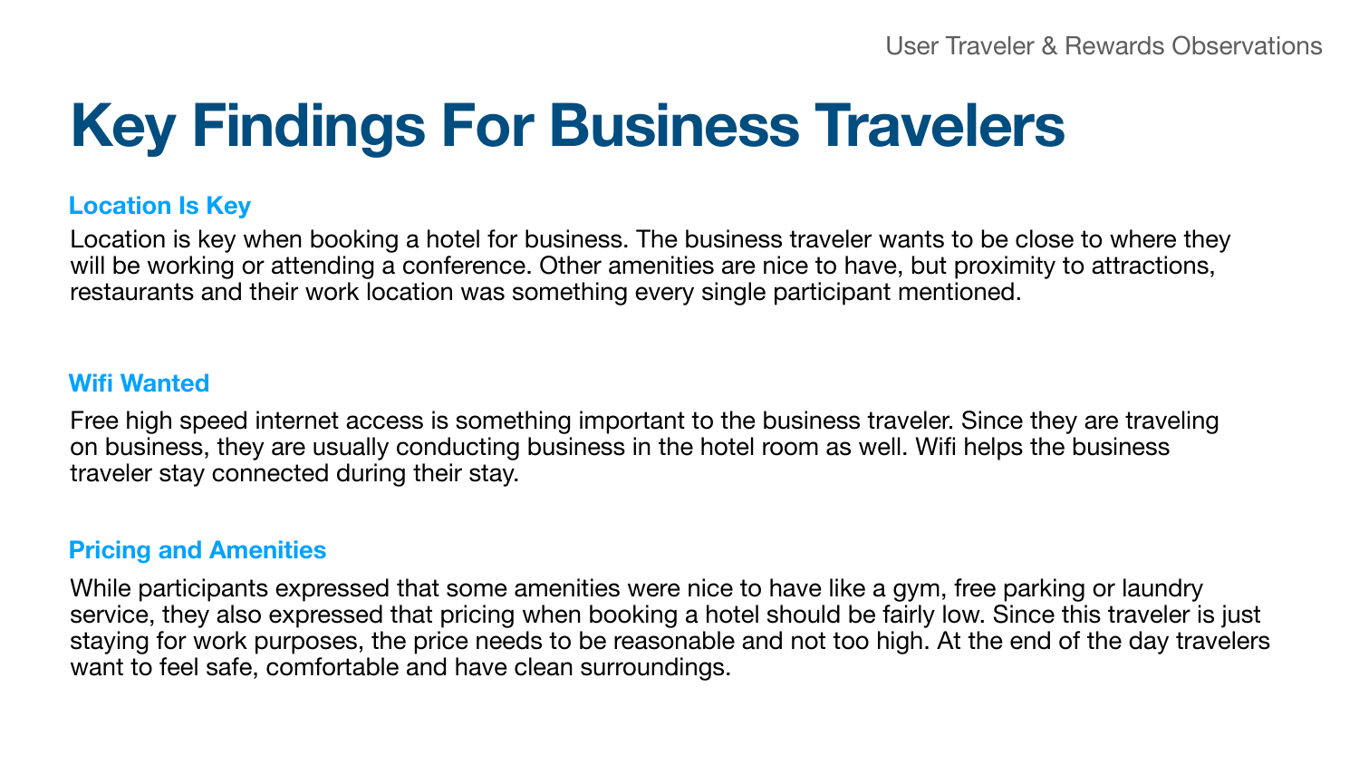# Key Findings For Business Travelers

### Location Is Key

Location is key when booking a hotel for business. The business traveler wants to be close to where they will be working or attending a conference. Other amenities are nice to have, but proximity to attractions, restaurants and their work location was something every single participant mentioned.

### Wifi Wanted

Free high speed internet access is something important to the business traveler. Since they are traveling on business, they are usually conducting business in the hotel room as well. Wifi helps the business traveler stay connected during their stay.

### Pricing and Amenities

While participants expressed that some amenities were nice to have like a gym, free parking or laundry service, they also expressed that pricing when booking a hotel should be fairly low. Since this traveler is just staying for work purposes, the price needs to be reasonable and not too high. At the end of the day travelers want to feel safe, comfortable and have clean surroundings.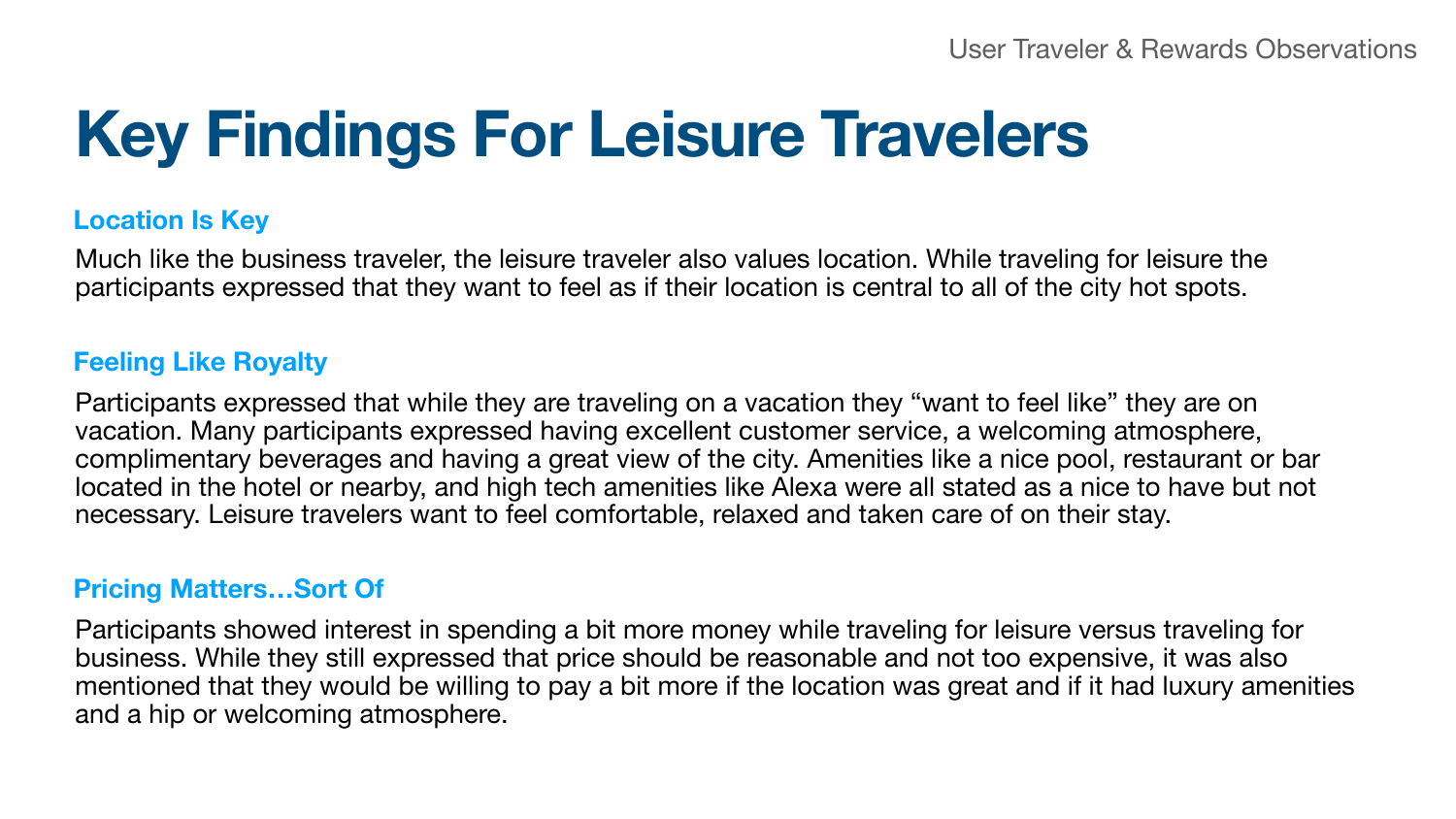# Key Findings For Leisure Travelers

### Location Is Key

Much like the business traveler, the leisure traveler also values location. While traveling for leisure the participants expressed that they want to feel as if their location is central to all of the city hot spots.

### Feeling Like Royalty

Participants expressed that while they are traveling on a vacation they “want to feel like” they are on vacation. Many participants expressed having excellent customer service, a welcoming atmosphere, complimentary beverages and having a great view of the city. Amenities like a nice pool, restaurant or bar located in the hotel or nearby, and high tech amenities like Alexa were all stated as a nice to have but not necessary. Leisure travelers want to feel comfortable, relaxed and taken care of on their stay.

### Pricing Matters…Sort Of

Participants showed interest in spending a bit more money while traveling for leisure versus traveling for business. While they still expressed that price should be reasonable and not too expensive, it was also mentioned that they would be willing to pay a bit more if the location was great and if it had luxury amenities and a hip or welcoming atmosphere.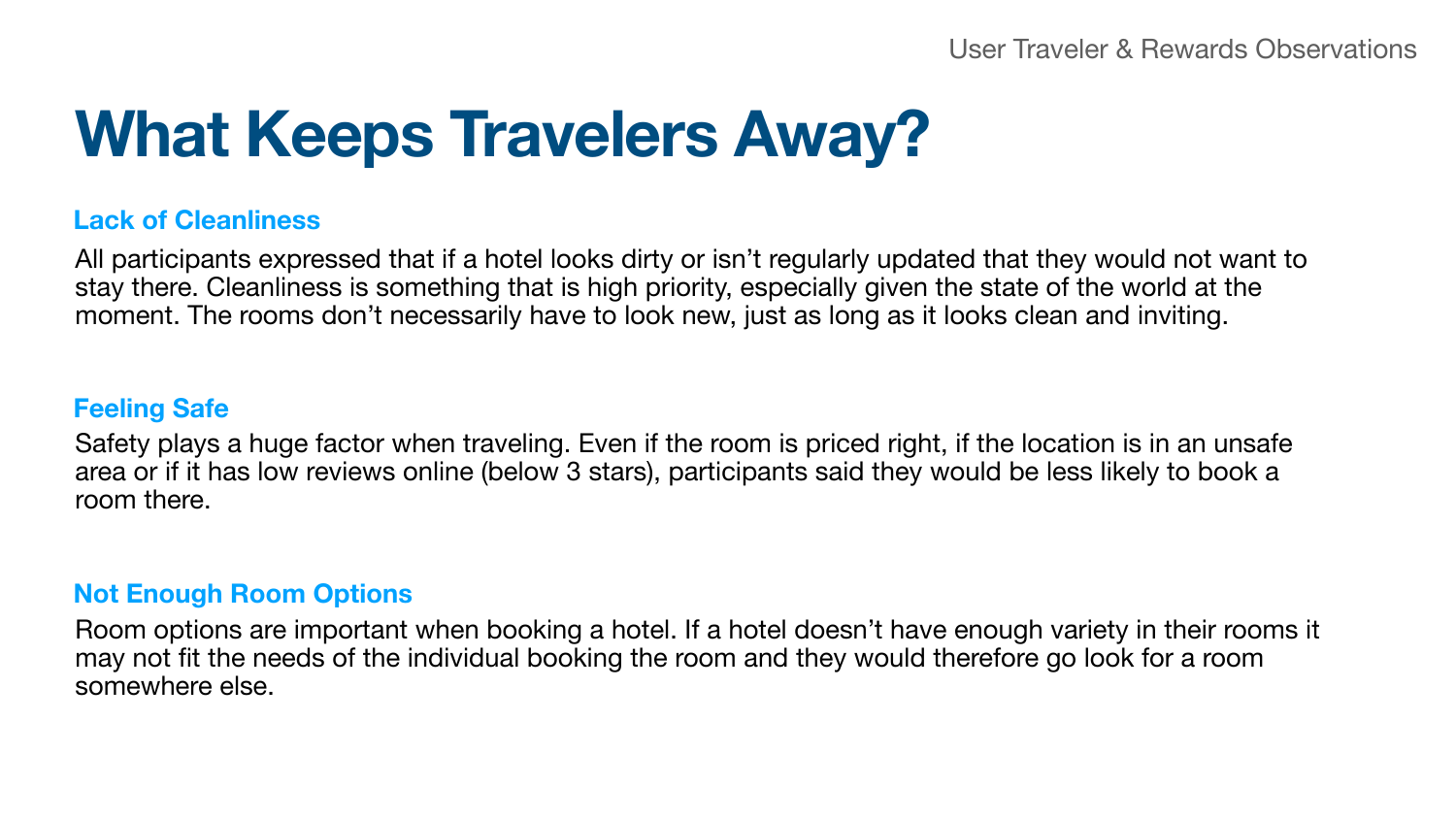# What Keeps Travelers Away?

### Lack of Cleanliness

All participants expressed that if a hotel looks dirty or isn't regularly updated that they would not want to stay there. Cleanliness is something that is high priority, especially given the state of the world at the moment. The rooms don't necessarily have to look new, just as long as it looks clean and inviting.

### Feeling Safe

Safety plays a huge factor when traveling. Even if the room is priced right, if the location is in an unsafe area or if it has low reviews online (below 3 stars), participants said they would be less likely to book a room there.

### Not Enough Room Options

Room options are important when booking a hotel. If a hotel doesn't have enough variety in their rooms it may not fit the needs of the individual booking the room and they would therefore go look for a room somewhere else.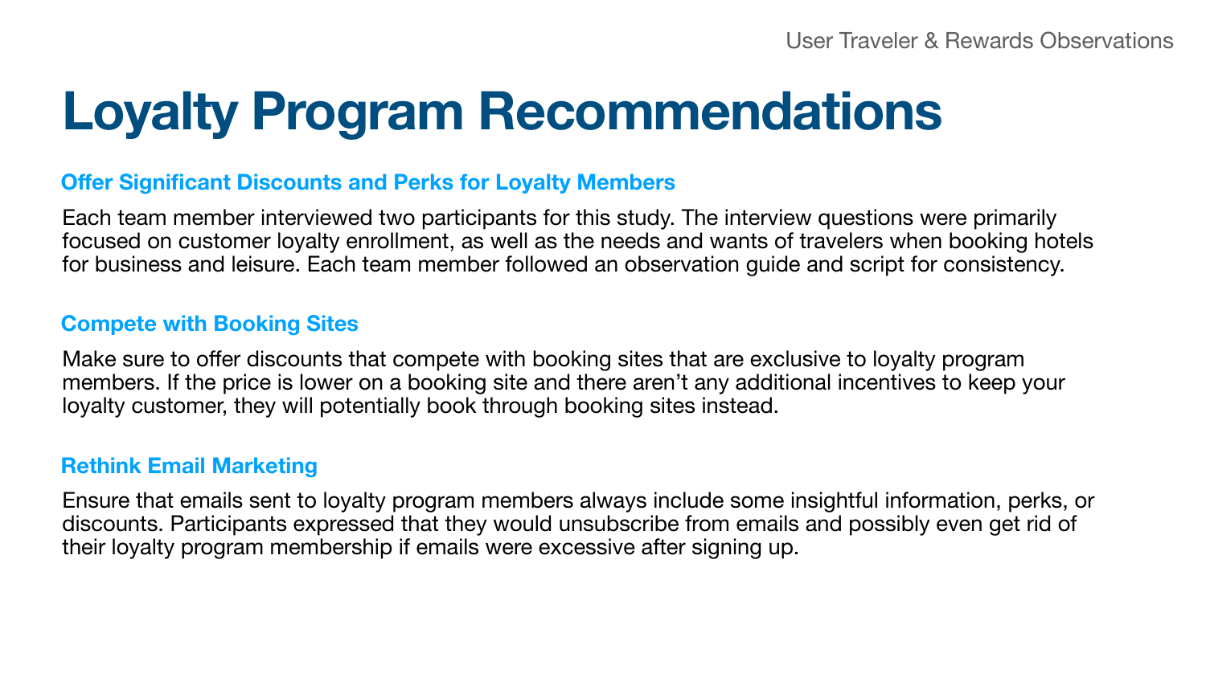# Loyalty Program Recommendations

### Offer Significant Discounts and Perks for Loyalty Members

Each team member interviewed two participants for this study. The interview questions were primarily focused on customer loyalty enrollment, as well as the needs and wants of travelers when booking hotels for business and leisure. Each team member followed an observation guide and script for consistency.

### Compete with Booking Sites

Make sure to offer discounts that compete with booking sites that are exclusive to loyalty program members. If the price is lower on a booking site and there aren't any additional incentives to keep your loyalty customer, they will potentially book through booking sites instead.

### Rethink Email Marketing

Ensure that emails sent to loyalty program members always include some insightful information, perks, or discounts. Participants expressed that they would unsubscribe from emails and possibly even get rid of their loyalty program membership if emails were excessive after signing up.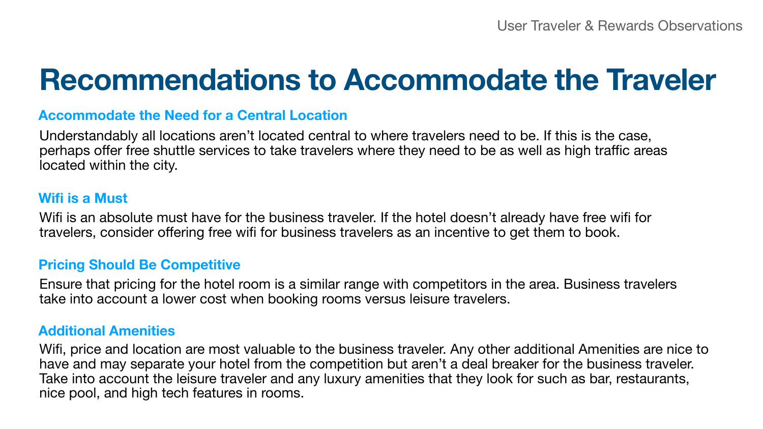# Recommendations to Accommodate the Traveler

### Accommodate the Need for a Central Location

Understandably all locations aren't located central to where travelers need to be. If this is the case, perhaps offer free shuttle services to take travelers where they need to be as well as high traffic areas located within the city.

### Wifi is a Must

Wifi is an absolute must have for the business traveler. If the hotel doesn't already have free wifi for travelers, consider offering free wifi for business travelers as an incentive to get them to book.

### Pricing Should Be Competitive

Ensure that pricing for the hotel room is a similar range with competitors in the area. Business travelers take into account a lower cost when booking rooms versus leisure travelers.

### Additional Amenities

Wifi, price and location are most valuable to the business traveler. Any other additional Amenities are nice to have and may separate your hotel from the competition but aren't a deal breaker for the business traveler. Take into account the leisure traveler and any luxury amenities that they look for such as bar, restaurants, nice pool, and high tech features in rooms.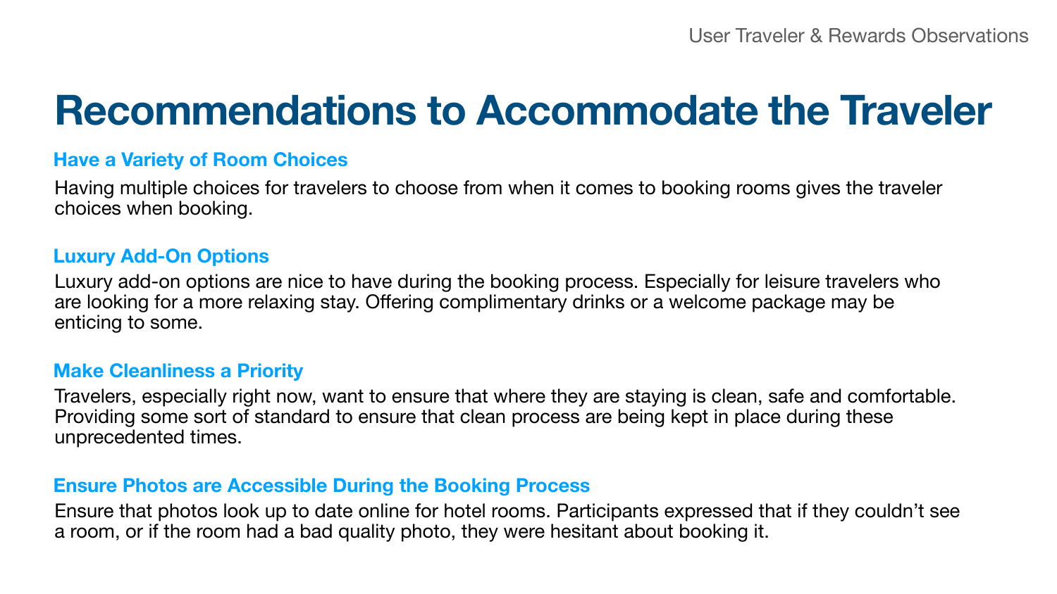# Recommendations to Accommodate the Traveler

### Have a Variety of Room Choices

Having multiple choices for travelers to choose from when it comes to booking rooms gives the traveler choices when booking.

### Luxury Add-On Options

Luxury add-on options are nice to have during the booking process. Especially for leisure travelers who are looking for a more relaxing stay. Offering complimentary drinks or a welcome package may be enticing to some.

### Make Cleanliness a Priority

Travelers, especially right now, want to ensure that where they are staying is clean, safe and comfortable. Providing some sort of standard to ensure that clean process are being kept in place during these unprecedented times.

### Ensure Photos are Accessible During the Booking Process

Ensure that photos look up to date online for hotel rooms. Participants expressed that if they couldn't see a room, or if the room had a bad quality photo, they were hesitant about booking it.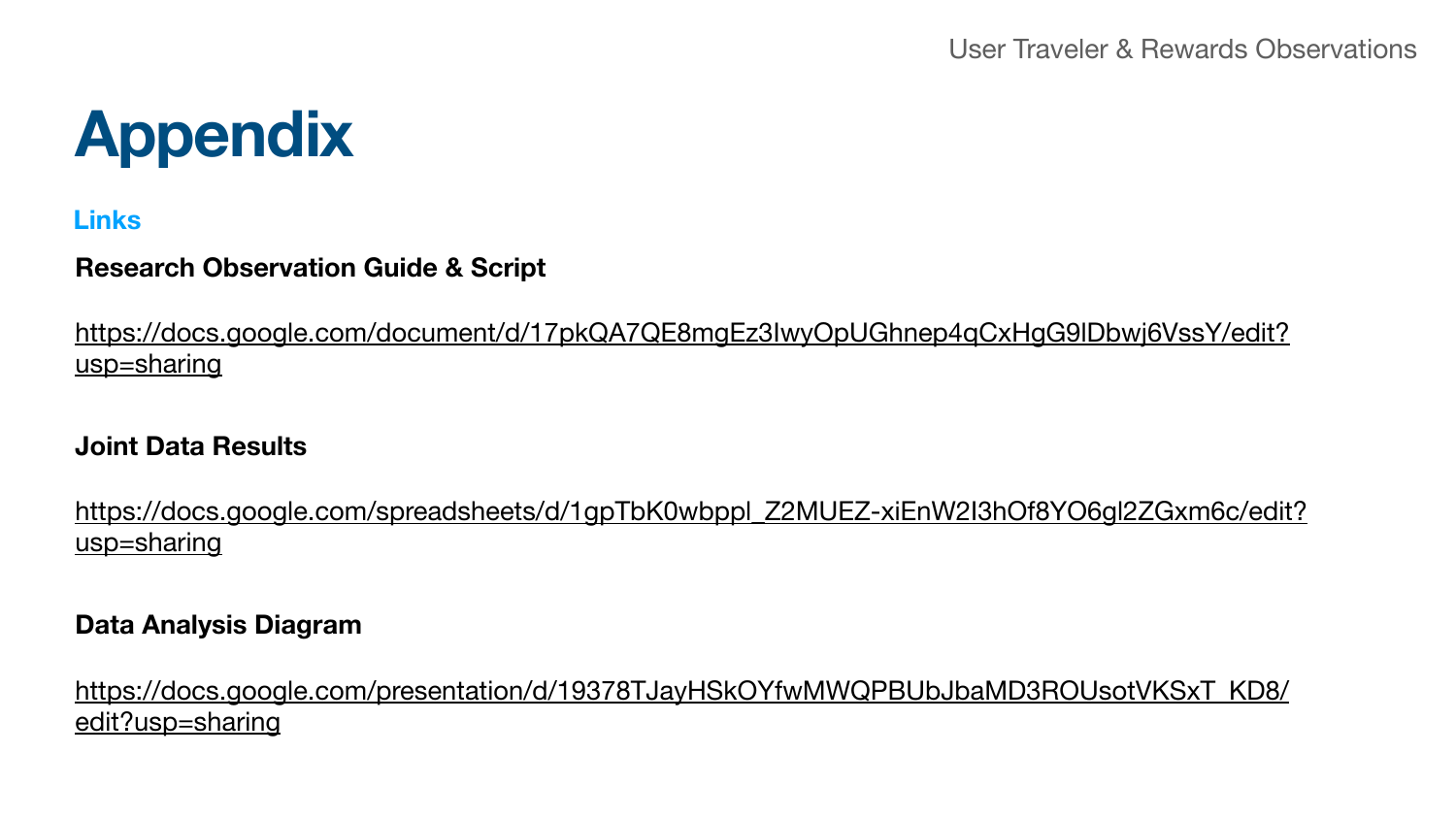# Appendix

## Links

**Research Observation Guide & Script**

https://docs.google.com/document/d/17pkQA7QE8mgEz3IwyOpUGhnep4qCxHgG9lDbwj6VssY/edit?usp=sharing

**Joint Data Results**

https://docs.google.com/spreadsheets/d/1gpTbK0wbppl_Z2MUEZ-xiEnW2I3hOf8YO6gl2ZGxm6c/edit?usp=sharing

**Data Analysis Diagram**

https://docs.google.com/presentation/d/19378TJayHSkOYfwMWQPBUbJbaMD3ROUsotVKSxT_KD8/edit?usp=sharing